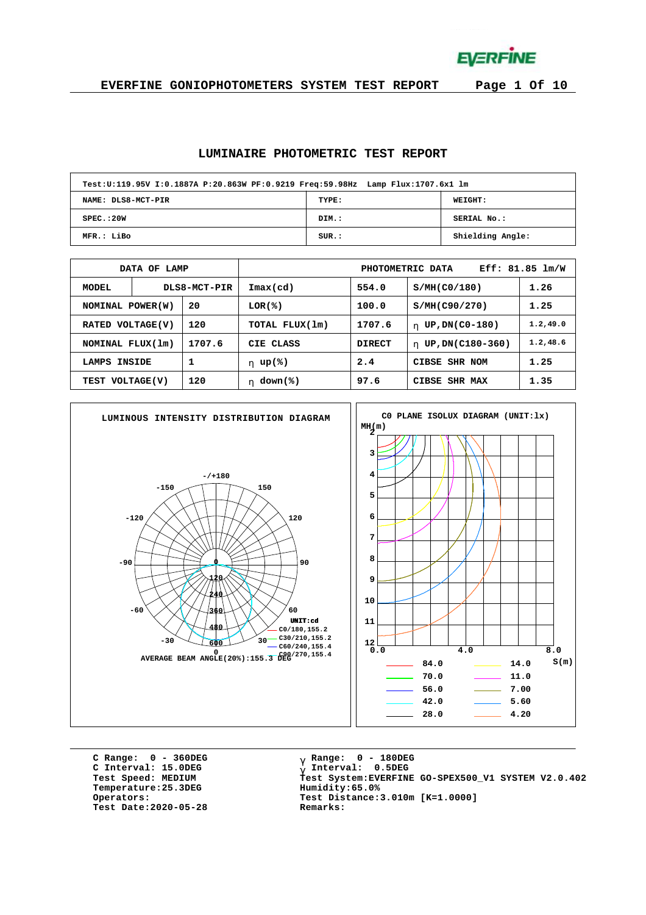# LUMINAIRE PHOTOMETRIC TEST REPORT

| Test:U:119.95V I:0.1887A P:20.863W PF:0.9219 Freq:59.98Hz Lamp Flux:1707.6x1 lm | | |
|---|---|---|
| NAME: DLS8-MCT-PIR | TYPE: | WEIGHT: |
| SPEC.:20W | DIM.: | SERIAL No.: |
| MFR.: LiBo | SUR.: | Shielding Angle: |

| DATA OF LAMP | | PHOTOMETRIC DATA | Eff: 81.85 lm/W | | |
|---|---|---|---|---|---|
| MODEL | DLS8-MCT-PIR | Imax(cd) | 554.0 | S/MH(C0/180) | 1.26 |
| NOMINAL POWER(W) | 20 | LOR(%) | 100.0 | S/MH(C90/270) | 1.25 |
| RATED VOLTAGE(V) | 120 | TOTAL FLUX(lm) | 1707.6 | η UP,DN(C0-180) | 1.2,49.0 |
| NOMINAL FLUX(lm) | 1707.6 | CIE CLASS | DIRECT | η UP,DN(C180-360) | 1.2,48.6 |
| LAMPS INSIDE | 1 | η up(%) | 2.4 | CIBSE SHR NOM | 1.25 |
| TEST VOLTAGE(V) | 120 | η down(%) | 97.6 | CIBSE SHR MAX | 1.35 |

## LUMINOUS INTENSITY DISTRIBUTION DIAGRAM

UNIT:cd

- C0/180,155.2
- C30/210,155.2
- C60/240,155.4
- C90/270,155.4

AVERAGE BEAM ANGLE(20%):155.3 DEG

## C0 PLANE ISOLUX DIAGRAM (UNIT:lx)

| | | | |
|---|---|---|---|
| 84.0 | | 14.0 | |
| 70.0 | | 11.0 | |
| 56.0 | | 7.00 | |
| 42.0 | | 5.60 | |
| 28.0 | | 4.20 | |

C Range: 0 - 360DEG
C Interval: 15.0DEG
Test Speed: MEDIUM
Temperature:25.3DEG
Operators:
Test Date:2020-05-28

γ Range: 0 - 180DEG
γ Interval: 0.5DEG
Test System:EVERFINE GO-SPEX500_V1 SYSTEM V2.0.402
Humidity:65.0%
Test Distance:3.010m [K=1.0000]
Remarks: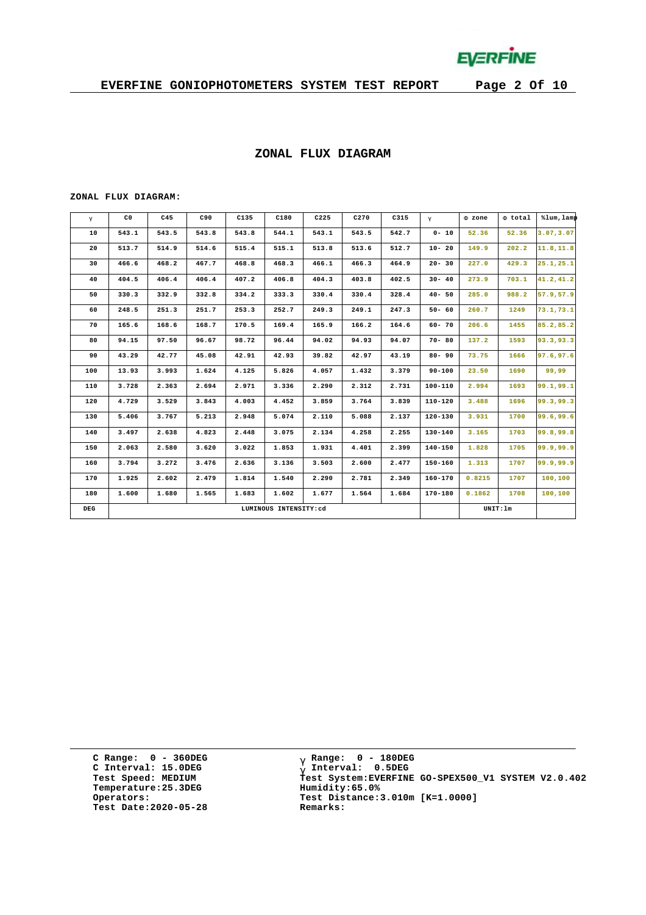# ZONAL FLUX DIAGRAM

ZONAL FLUX DIAGRAM:

| γ | C0 | C45 | C90 | C135 | C180 | C225 | C270 | C315 | γ | Φ zone | Φ total | %lum,lamp |
|---|---|---|---|---|---|---|---|---|---|---|---|---|
| 10 | 543.1 | 543.5 | 543.8 | 543.8 | 544.1 | 543.1 | 543.5 | 542.7 | 0- 10 | 52.36 | 52.36 | 3.07,3.07 |
| 20 | 513.7 | 514.9 | 514.6 | 515.4 | 515.1 | 513.8 | 513.6 | 512.7 | 10- 20 | 149.9 | 202.2 | 11.8,11.8 |
| 30 | 466.6 | 468.2 | 467.7 | 468.8 | 468.3 | 466.1 | 466.3 | 464.9 | 20- 30 | 227.0 | 429.3 | 25.1,25.1 |
| 40 | 404.5 | 406.4 | 406.4 | 407.2 | 406.8 | 404.3 | 403.8 | 402.5 | 30- 40 | 273.9 | 703.1 | 41.2,41.2 |
| 50 | 330.3 | 332.9 | 332.8 | 334.2 | 333.3 | 330.4 | 330.4 | 328.4 | 40- 50 | 285.0 | 988.2 | 57.9,57.9 |
| 60 | 248.5 | 251.3 | 251.7 | 253.3 | 252.7 | 249.3 | 249.1 | 247.3 | 50- 60 | 260.7 | 1249 | 73.1,73.1 |
| 70 | 165.6 | 168.6 | 168.7 | 170.5 | 169.4 | 165.9 | 166.2 | 164.6 | 60- 70 | 206.6 | 1455 | 85.2,85.2 |
| 80 | 94.15 | 97.50 | 96.67 | 98.72 | 96.44 | 94.02 | 94.93 | 94.07 | 70- 80 | 137.2 | 1593 | 93.3,93.3 |
| 90 | 43.29 | 42.77 | 45.08 | 42.91 | 42.93 | 39.82 | 42.97 | 43.19 | 80- 90 | 73.75 | 1666 | 97.6,97.6 |
| 100 | 13.93 | 3.993 | 1.624 | 4.125 | 5.826 | 4.057 | 1.432 | 3.379 | 90-100 | 23.50 | 1690 | 99,99 |
| 110 | 3.728 | 2.363 | 2.694 | 2.971 | 3.336 | 2.290 | 2.312 | 2.731 | 100-110 | 2.994 | 1693 | 99.1,99.1 |
| 120 | 4.729 | 3.529 | 3.843 | 4.003 | 4.452 | 3.859 | 3.764 | 3.839 | 110-120 | 3.488 | 1696 | 99.3,99.3 |
| 130 | 5.406 | 3.767 | 5.213 | 2.948 | 5.074 | 2.110 | 5.088 | 2.137 | 120-130 | 3.931 | 1700 | 99.6,99.6 |
| 140 | 3.497 | 2.638 | 4.823 | 2.448 | 3.075 | 2.134 | 4.258 | 2.255 | 130-140 | 3.165 | 1703 | 99.8,99.8 |
| 150 | 2.063 | 2.580 | 3.620 | 3.022 | 1.853 | 1.931 | 4.401 | 2.399 | 140-150 | 1.828 | 1705 | 99.9,99.9 |
| 160 | 3.794 | 3.272 | 3.476 | 2.636 | 3.136 | 3.503 | 2.600 | 2.477 | 150-160 | 1.313 | 1707 | 99.9,99.9 |
| 170 | 1.925 | 2.602 | 2.479 | 1.814 | 1.540 | 2.290 | 2.781 | 2.349 | 160-170 | 0.8215 | 1707 | 100,100 |
| 180 | 1.600 | 1.680 | 1.565 | 1.683 | 1.602 | 1.677 | 1.564 | 1.684 | 170-180 | 0.1862 | 1708 | 100,100 |
| DEG | LUMINOUS INTENSITY:cd | | | | | | | | | UNIT:lm | | |

C Range: 0 - 360DEG
C Interval: 15.0DEG
Test Speed: MEDIUM
Temperature:25.3DEG
Operators:
Test Date:2020-05-28

γ Range: 0 - 180DEG
γ Interval: 0.5DEG
Test System:EVERFINE GO-SPEX500_V1 SYSTEM V2.0.402
Humidity:65.0%
Test Distance:3.010m [K=1.0000]
Remarks: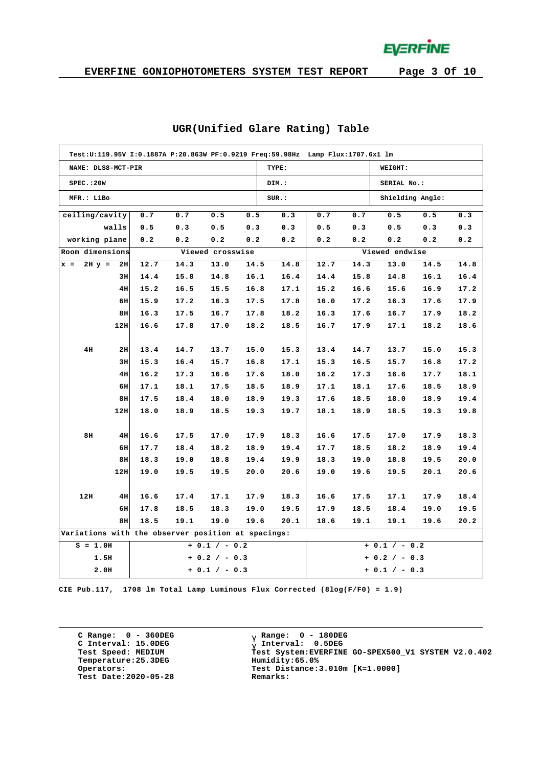# EVERFINE GONIOPHOTOMETERS SYSTEM TEST REPORT

## UGR(Unified Glare Rating) Table

Test:U:119.95V I:0.1887A P:20.863W PF:0.9219 Freq:59.98Hz Lamp Flux:1707.6x1 lm

| NAME: DLS8-MCT-PIR | TYPE: | WEIGHT: |
|---|---|---|
| SPEC.:20W | DIM.: | SERIAL No.: |
| MFR.: LiBo | SUR.: | Shielding Angle: |

| ceiling/cavity | | 0.7 | 0.7 | 0.5 | 0.5 | 0.3 | 0.7 | 0.7 | 0.5 | 0.5 | 0.3 |
|---|---|---|---|---|---|---|---|---|---|---|---|
| walls | | 0.5 | 0.3 | 0.5 | 0.3 | 0.3 | 0.5 | 0.3 | 0.5 | 0.3 | 0.3 |
| working plane | | 0.2 | 0.2 | 0.2 | 0.2 | 0.2 | 0.2 | 0.2 | 0.2 | 0.2 | 0.2 |
| Room dimensions | | Viewed crosswise | | | | | Viewed endwise | | | | |
| x = 2H | y = 2H | 12.7 | 14.3 | 13.0 | 14.5 | 14.8 | 12.7 | 14.3 | 13.0 | 14.5 | 14.8 |
| | 3H | 14.4 | 15.8 | 14.8 | 16.1 | 16.4 | 14.4 | 15.8 | 14.8 | 16.1 | 16.4 |
| | 4H | 15.2 | 16.5 | 15.5 | 16.8 | 17.1 | 15.2 | 16.6 | 15.6 | 16.9 | 17.2 |
| | 6H | 15.9 | 17.2 | 16.3 | 17.5 | 17.8 | 16.0 | 17.2 | 16.3 | 17.6 | 17.9 |
| | 8H | 16.3 | 17.5 | 16.7 | 17.8 | 18.2 | 16.3 | 17.6 | 16.7 | 17.9 | 18.2 |
| | 12H | 16.6 | 17.8 | 17.0 | 18.2 | 18.5 | 16.7 | 17.9 | 17.1 | 18.2 | 18.6 |
| 4H | 2H | 13.4 | 14.7 | 13.7 | 15.0 | 15.3 | 13.4 | 14.7 | 13.7 | 15.0 | 15.3 |
| | 3H | 15.3 | 16.4 | 15.7 | 16.8 | 17.1 | 15.3 | 16.5 | 15.7 | 16.8 | 17.2 |
| | 4H | 16.2 | 17.3 | 16.6 | 17.6 | 18.0 | 16.2 | 17.3 | 16.6 | 17.7 | 18.1 |
| | 6H | 17.1 | 18.1 | 17.5 | 18.5 | 18.9 | 17.1 | 18.1 | 17.6 | 18.5 | 18.9 |
| | 8H | 17.5 | 18.4 | 18.0 | 18.9 | 19.3 | 17.6 | 18.5 | 18.0 | 18.9 | 19.4 |
| | 12H | 18.0 | 18.9 | 18.5 | 19.3 | 19.7 | 18.1 | 18.9 | 18.5 | 19.3 | 19.8 |
| 8H | 4H | 16.6 | 17.5 | 17.0 | 17.9 | 18.3 | 16.6 | 17.5 | 17.0 | 17.9 | 18.3 |
| | 6H | 17.7 | 18.4 | 18.2 | 18.9 | 19.4 | 17.7 | 18.5 | 18.2 | 18.9 | 19.4 |
| | 8H | 18.3 | 19.0 | 18.8 | 19.4 | 19.9 | 18.3 | 19.0 | 18.8 | 19.5 | 20.0 |
| | 12H | 19.0 | 19.5 | 19.5 | 20.0 | 20.6 | 19.0 | 19.6 | 19.5 | 20.1 | 20.6 |
| 12H | 4H | 16.6 | 17.4 | 17.1 | 17.9 | 18.3 | 16.6 | 17.5 | 17.1 | 17.9 | 18.4 |
| | 6H | 17.8 | 18.5 | 18.3 | 19.0 | 19.5 | 17.9 | 18.5 | 18.4 | 19.0 | 19.5 |
| | 8H | 18.5 | 19.1 | 19.0 | 19.6 | 20.1 | 18.6 | 19.1 | 19.1 | 19.6 | 20.2 |
| Variations with the observer position at spacings: | | | | | | | | | | | |
| S = 1.0H | | + 0.1 / - 0.2 | | | | | + 0.1 / - 0.2 | | | | |
| 1.5H | | + 0.2 / - 0.3 | | | | | + 0.2 / - 0.3 | | | | |
| 2.0H | | + 0.1 / - 0.3 | | | | | + 0.1 / - 0.3 | | | | |

CIE Pub.117, 1708 lm Total Lamp Luminous Flux Corrected (8log(F/F0) = 1.9)

C Range: 0 - 360DEG
C Interval: 15.0DEG
Test Speed: MEDIUM
Temperature:25.3DEG
Operators:
Test Date:2020-05-28

$\gamma$ Range: 0 - 180DEG
$\gamma$ Interval: 0.5DEG
Test System:EVERFINE GO-SPEX500_V1 SYSTEM V2.0.402
Humidity:65.0%
Test Distance:3.010m [K=1.0000]
Remarks: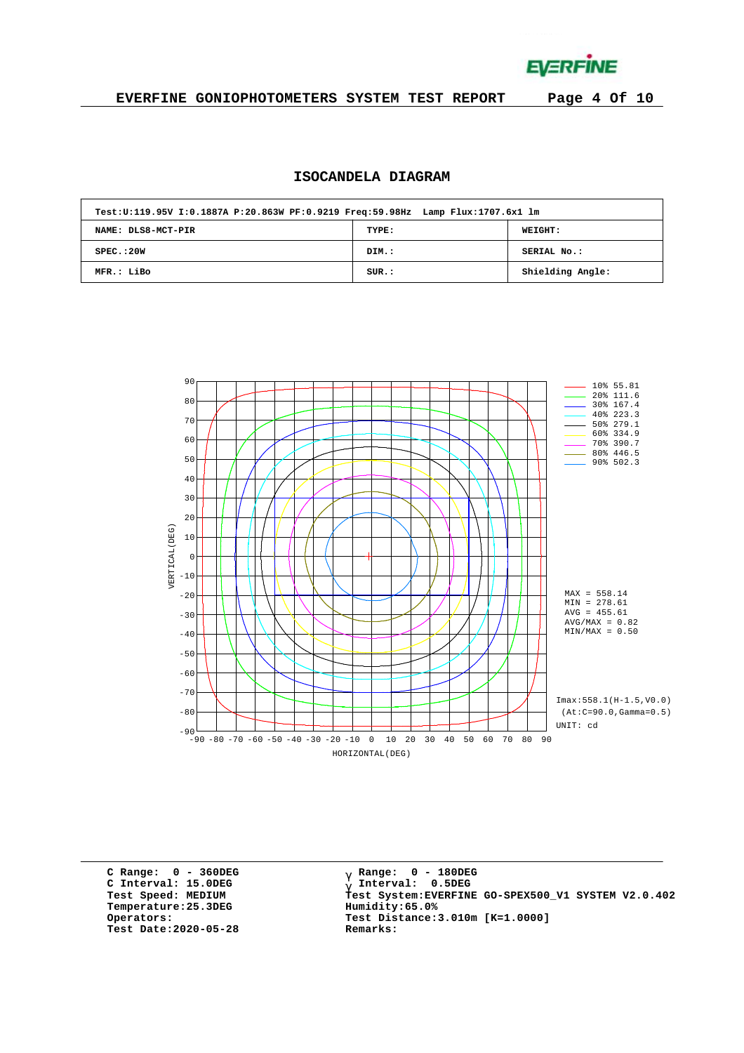## ISOCANDELA DIAGRAM

| Test:U:119.95V I:0.1887A P:20.863W PF:0.9219 Freq:59.98Hz Lamp Flux:1707.6x1 lm | | |
|---|---|---|
| NAME: DLS8-MCT-PIR | TYPE: | WEIGHT: |
| SPEC.:20W | DIM.: | SERIAL No.: |
| MFR.: LiBo | SUR.: | Shielding Angle: |

10% 55.81
20% 111.6
30% 167.4
40% 223.3
50% 279.1
60% 334.9
70% 390.7
80% 446.5
90% 502.3

MAX = 558.14
MIN = 278.61
AVG = 455.61
AVG/MAX = 0.82
MIN/MAX = 0.50

Imax:558.1(H-1.5,V0.0)
(At:C=90.0,Gamma=0.5)
UNIT: cd

VERTICAL(DEG)
HORIZONTAL(DEG)

C Range: 0 - 360DEG
C Interval: 15.0DEG
Test Speed: MEDIUM
Temperature:25.3DEG
Operators:
Test Date:2020-05-28

γ Range: 0 - 180DEG
γ Interval: 0.5DEG
Test System:EVERFINE GO-SPEX500_V1 SYSTEM V2.0.402
Humidity:65.0%
Test Distance:3.010m [K=1.0000]
Remarks: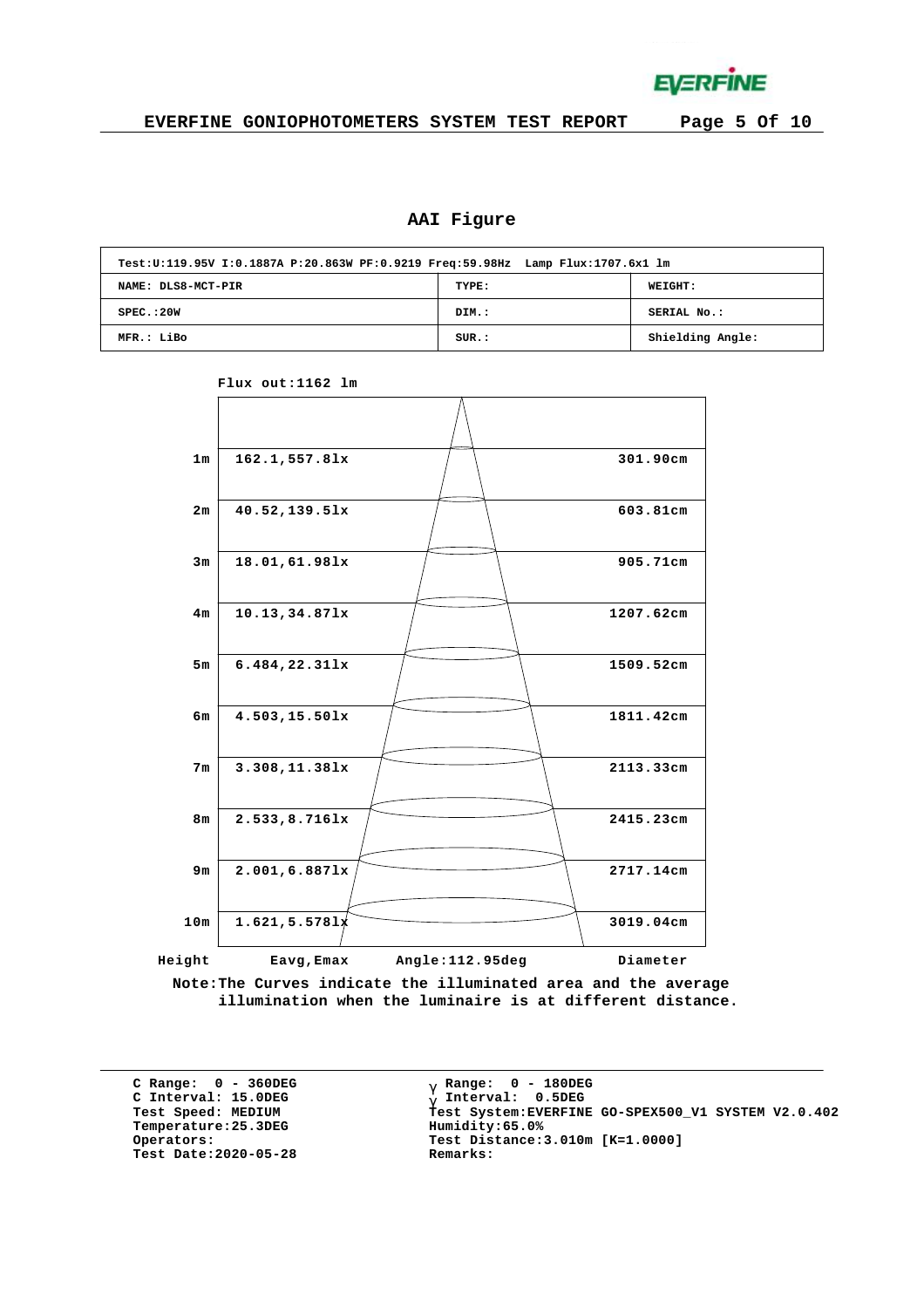# EVERFINE GONIOPHOTOMETERS SYSTEM TEST REPORT

## AAI Figure

| Test:U:119.95V I:0.1887A P:20.863W PF:0.9219 Freq:59.98Hz Lamp Flux:1707.6x1 lm | | |
|---|---|---|
| NAME: DLS8-MCT-PIR | TYPE: | WEIGHT: |
| SPEC.:20W | DIM.: | SERIAL No.: |
| MFR.: LiBo | SUR.: | Shielding Angle: |

Flux out:1162 lm

| Height | Eavg,Emax | Diameter |
|---|---|---|
| 1m | 162.1,557.8lx | 301.90cm |
| 2m | 40.52,139.5lx | 603.81cm |
| 3m | 18.01,61.98lx | 905.71cm |
| 4m | 10.13,34.87lx | 1207.62cm |
| 5m | 6.484,22.31lx | 1509.52cm |
| 6m | 4.503,15.50lx | 1811.42cm |
| 7m | 3.308,11.38lx | 2113.33cm |
| 8m | 2.533,8.716lx | 2415.23cm |
| 9m | 2.001,6.887lx | 2717.14cm |
| 10m | 1.621,5.578lx | 3019.04cm |

Angle:112.95deg

Note:The Curves indicate the illuminated area and the average illumination when the luminaire is at different distance.

C Range: 0 - 360DEG
C Interval: 15.0DEG
Test Speed: MEDIUM
Temperature:25.3DEG
Operators:
Test Date:2020-05-28

γ Range: 0 - 180DEG
γ Interval: 0.5DEG
Test System:EVERFINE GO-SPEX500_V1 SYSTEM V2.0.402
Humidity:65.0%
Test Distance:3.010m [K=1.0000]
Remarks: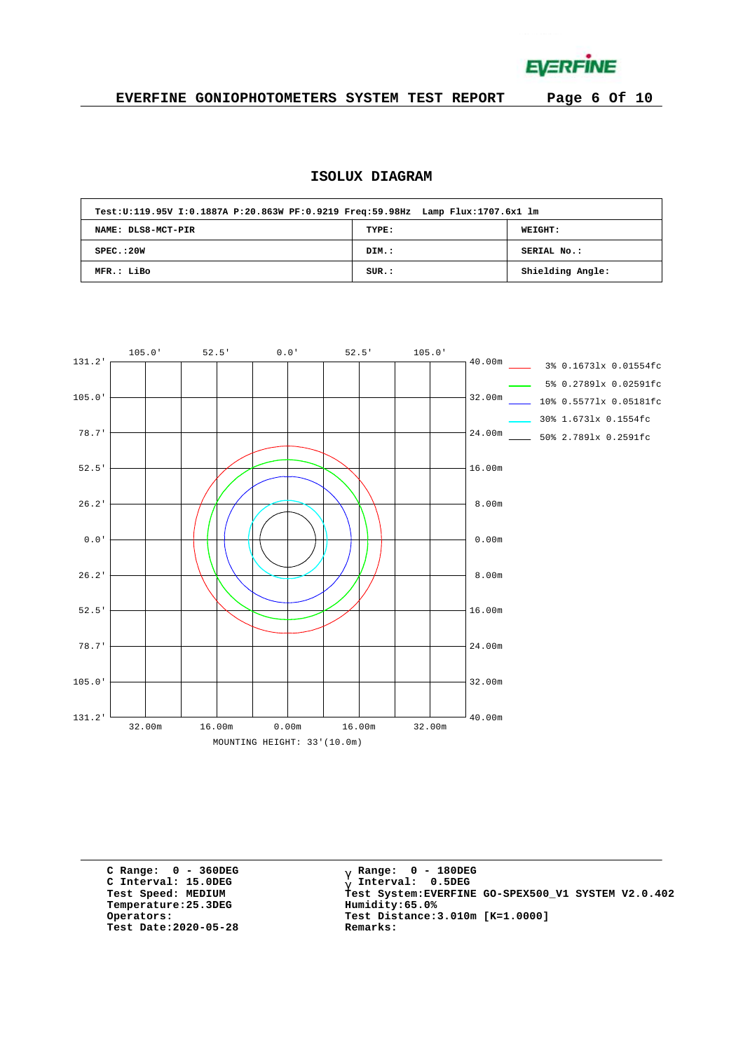EVERFINE GONIOPHOTOMETERS SYSTEM TEST REPORT

## ISOLUX DIAGRAM

| Test:U:119.95V I:0.1887A P:20.863W PF:0.9219 Freq:59.98Hz Lamp Flux:1707.6x1 lm | | |
|---|---|---|
| NAME: DLS8-MCT-PIR | TYPE: | WEIGHT: |
| SPEC.:20W | DIM.: | SERIAL No.: |
| MFR.: LiBo | SUR.: | Shielding Angle: |

Top axis: 105.0' 52.5' 0.0' 52.5' 105.0'

Left axis: 131.2' 105.0' 78.7' 52.5' 26.2' 0.0' 26.2' 52.5' 78.7' 105.0' 131.2'

Right axis: 40.00m 32.00m 24.00m 16.00m 8.00m 0.00m 8.00m 16.00m 24.00m 32.00m 40.00m

Bottom axis: 32.00m 16.00m 0.00m 16.00m 32.00m

MOUNTING HEIGHT: 33'(10.0m)

- 3% 0.1673lx 0.01554fc
- 5% 0.2789lx 0.02591fc
- 10% 0.5577lx 0.05181fc
- 30% 1.673lx 0.1554fc
- 50% 2.789lx 0.2591fc

C Range: 0 - 360DEG
C Interval: 15.0DEG
Test Speed: MEDIUM
Temperature:25.3DEG
Operators:
Test Date:2020-05-28

γ Range: 0 - 180DEG
γ Interval: 0.5DEG
Test System:EVERFINE GO-SPEX500_V1 SYSTEM V2.0.402
Humidity:65.0%
Test Distance:3.010m [K=1.0000]
Remarks: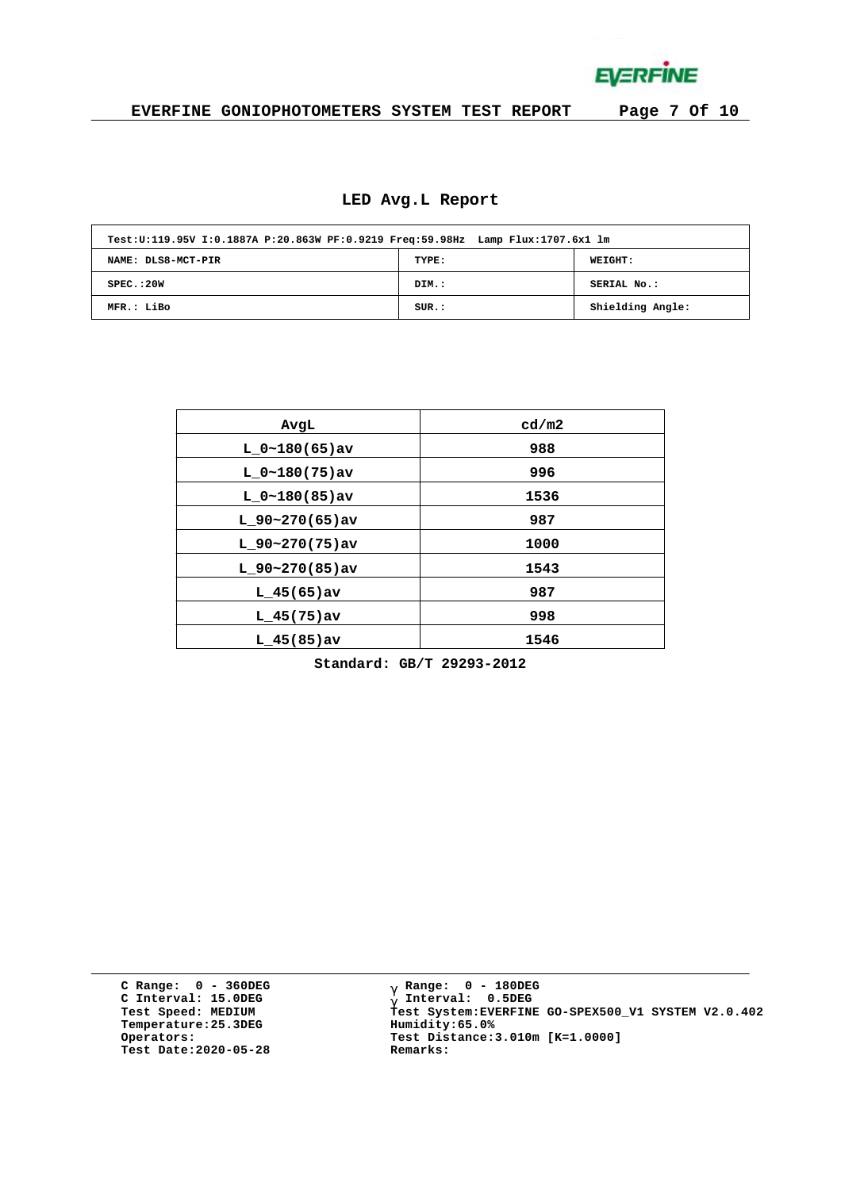## LED Avg.L Report

| Test:U:119.95V I:0.1887A P:20.863W PF:0.9219 Freq:59.98Hz Lamp Flux:1707.6x1 lm | | |
|---|---|---|
| NAME: DLS8-MCT-PIR | TYPE: | WEIGHT: |
| SPEC.:20W | DIM.: | SERIAL No.: |
| MFR.: LiBo | SUR.: | Shielding Angle: |

| AvgL | cd/m2 |
|---|---|
| L_0~180(65)av | 988 |
| L_0~180(75)av | 996 |
| L_0~180(85)av | 1536 |
| L_90~270(65)av | 987 |
| L_90~270(75)av | 1000 |
| L_90~270(85)av | 1543 |
| L_45(65)av | 987 |
| L_45(75)av | 998 |
| L_45(85)av | 1546 |

Standard: GB/T 29293-2012

C Range: 0 - 360DEG
C Interval: 15.0DEG
Test Speed: MEDIUM
Temperature:25.3DEG
Operators:
Test Date:2020-05-28

γ Range: 0 - 180DEG
γ Interval: 0.5DEG
Test System:EVERFINE GO-SPEX500_V1 SYSTEM V2.0.402
Humidity:65.0%
Test Distance:3.010m [K=1.0000]
Remarks: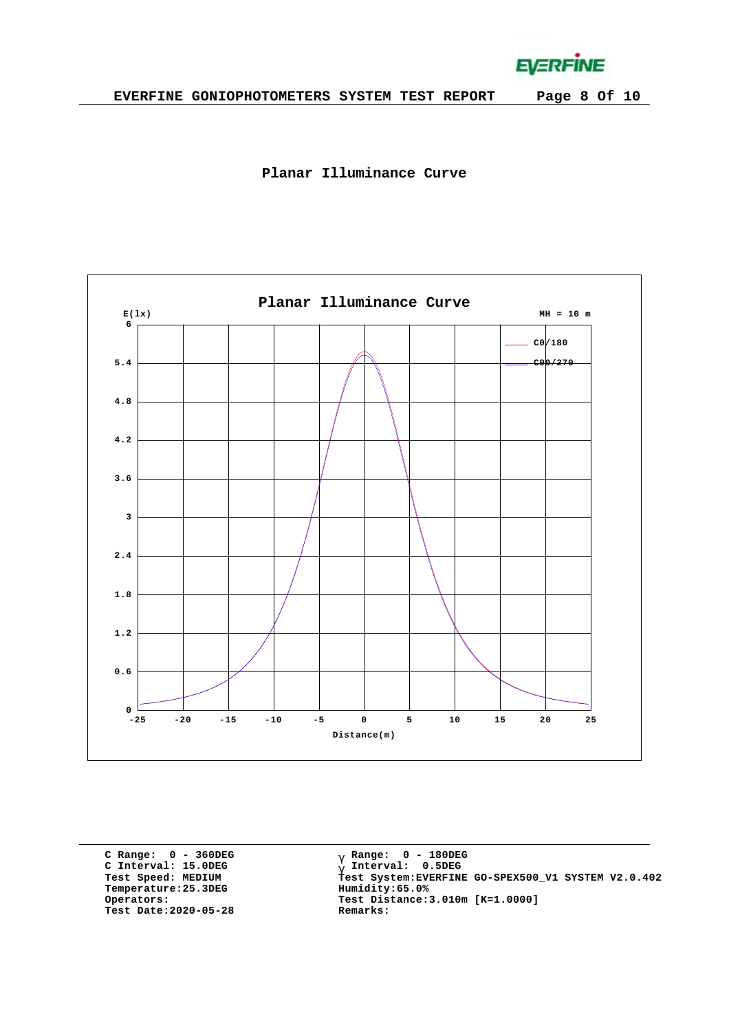## Planar Illuminance Curve

Planar Illuminance Curve

E(lx)

MH = 10 m

C0/180

C90/270

Distance(m)

C Range: 0 - 360DEG
C Interval: 15.0DEG
Test Speed: MEDIUM
Temperature:25.3DEG
Operators:
Test Date:2020-05-28

γ Range: 0 - 180DEG
γ Interval: 0.5DEG
Test System:EVERFINE GO-SPEX500_V1 SYSTEM V2.0.402
Humidity:65.0%
Test Distance:3.010m [K=1.0000]
Remarks: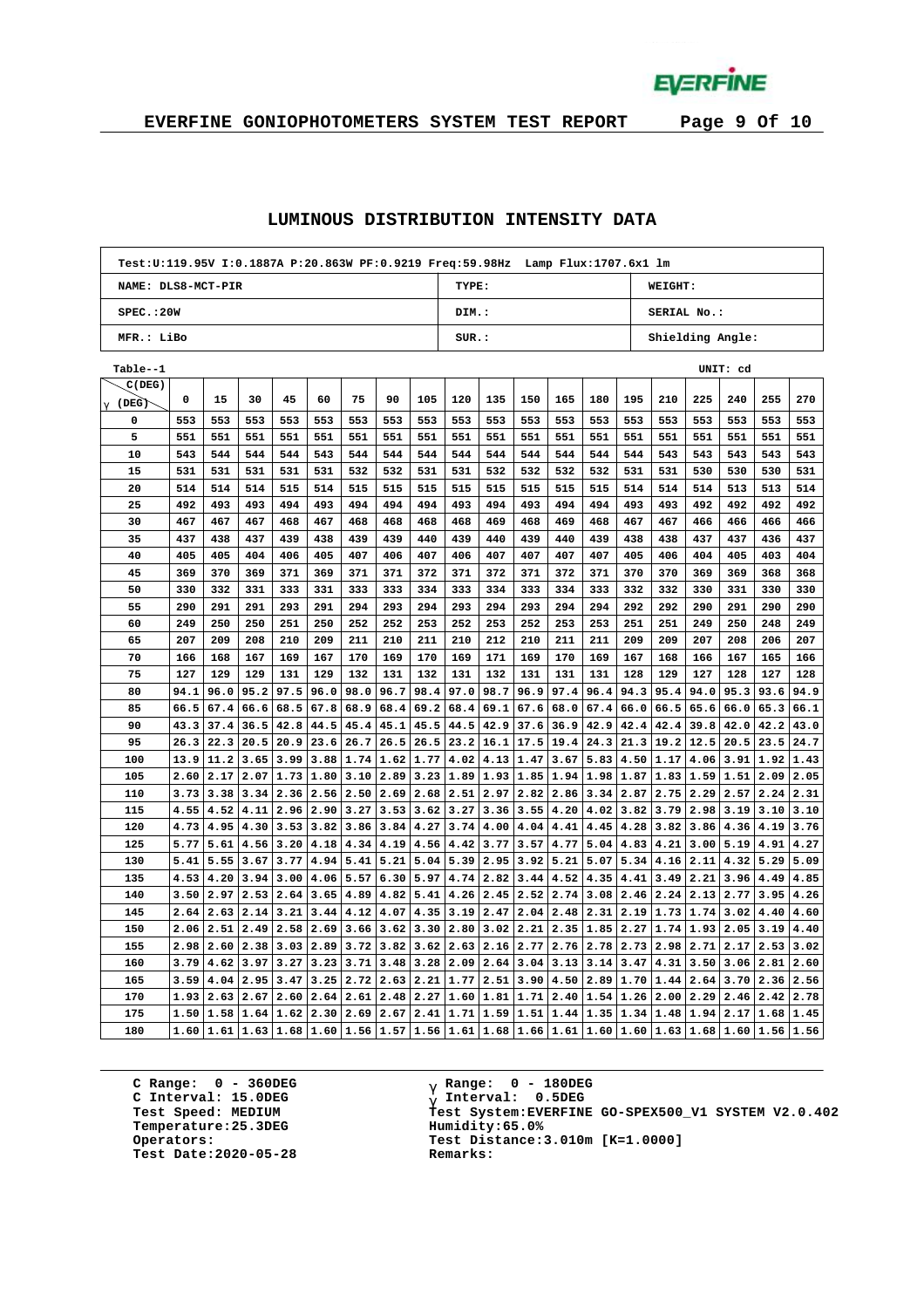## LUMINOUS DISTRIBUTION INTENSITY DATA

| Test:U:119.95V I:0.1887A P:20.863W PF:0.9219 Freq:59.98Hz Lamp Flux:1707.6x1 lm | | |
|---|---|---|
| NAME: DLS8-MCT-PIR | TYPE: | WEIGHT: |
| SPEC.:20W | DIM.: | SERIAL No.: |
| MFR.: LiBo | SUR.: | Shielding Angle: |

Table--1 UNIT: cd

| γ (DEG) \ C(DEG) | 0 | 15 | 30 | 45 | 60 | 75 | 90 | 105 | 120 | 135 | 150 | 165 | 180 | 195 | 210 | 225 | 240 | 255 | 270 |
|---|---|---|---|---|---|---|---|---|---|---|---|---|---|---|---|---|---|---|---|
| 0 | 553 | 553 | 553 | 553 | 553 | 553 | 553 | 553 | 553 | 553 | 553 | 553 | 553 | 553 | 553 | 553 | 553 | 553 | 553 |
| 5 | 551 | 551 | 551 | 551 | 551 | 551 | 551 | 551 | 551 | 551 | 551 | 551 | 551 | 551 | 551 | 551 | 551 | 551 | 551 |
| 10 | 543 | 544 | 544 | 544 | 543 | 544 | 544 | 544 | 544 | 544 | 544 | 544 | 544 | 544 | 543 | 543 | 543 | 543 | 543 |
| 15 | 531 | 531 | 531 | 531 | 531 | 532 | 532 | 531 | 531 | 532 | 532 | 532 | 532 | 531 | 531 | 530 | 530 | 530 | 531 |
| 20 | 514 | 514 | 514 | 515 | 514 | 515 | 515 | 515 | 515 | 515 | 515 | 515 | 515 | 514 | 514 | 514 | 513 | 513 | 514 |
| 25 | 492 | 493 | 493 | 494 | 493 | 494 | 494 | 494 | 493 | 494 | 493 | 494 | 494 | 493 | 493 | 492 | 492 | 492 | 492 |
| 30 | 467 | 467 | 467 | 468 | 467 | 468 | 468 | 468 | 468 | 469 | 468 | 469 | 468 | 467 | 467 | 466 | 466 | 466 | 466 |
| 35 | 437 | 438 | 437 | 439 | 438 | 439 | 439 | 440 | 439 | 440 | 439 | 440 | 439 | 438 | 438 | 437 | 437 | 436 | 437 |
| 40 | 405 | 405 | 404 | 406 | 405 | 407 | 406 | 407 | 406 | 407 | 407 | 407 | 407 | 405 | 406 | 404 | 405 | 403 | 404 |
| 45 | 369 | 370 | 369 | 371 | 369 | 371 | 371 | 372 | 371 | 372 | 371 | 372 | 371 | 370 | 370 | 369 | 369 | 368 | 368 |
| 50 | 330 | 332 | 331 | 333 | 331 | 333 | 333 | 334 | 333 | 334 | 333 | 334 | 333 | 332 | 332 | 330 | 331 | 330 | 330 |
| 55 | 290 | 291 | 291 | 293 | 291 | 294 | 293 | 294 | 293 | 294 | 293 | 294 | 294 | 292 | 292 | 290 | 291 | 290 | 290 |
| 60 | 249 | 250 | 250 | 251 | 250 | 252 | 252 | 253 | 252 | 253 | 252 | 253 | 253 | 251 | 251 | 249 | 250 | 248 | 249 |
| 65 | 207 | 209 | 208 | 210 | 209 | 211 | 210 | 211 | 210 | 212 | 210 | 211 | 211 | 209 | 209 | 207 | 208 | 206 | 207 |
| 70 | 166 | 168 | 167 | 169 | 167 | 170 | 169 | 170 | 169 | 171 | 169 | 170 | 169 | 167 | 168 | 166 | 167 | 165 | 166 |
| 75 | 127 | 129 | 129 | 131 | 129 | 132 | 131 | 132 | 131 | 132 | 131 | 131 | 131 | 128 | 129 | 127 | 128 | 127 | 128 |
| 80 | 94.1 | 96.0 | 95.2 | 97.5 | 96.0 | 98.0 | 96.7 | 98.4 | 97.0 | 98.7 | 96.9 | 97.4 | 96.4 | 94.3 | 95.4 | 94.0 | 95.3 | 93.6 | 94.9 |
| 85 | 66.5 | 67.4 | 66.6 | 68.5 | 67.8 | 68.9 | 68.4 | 69.2 | 68.4 | 69.1 | 67.6 | 68.0 | 67.4 | 66.0 | 66.5 | 65.6 | 66.0 | 65.3 | 66.1 |
| 90 | 43.3 | 37.4 | 36.5 | 42.8 | 44.5 | 45.4 | 45.1 | 45.5 | 44.5 | 42.9 | 37.6 | 36.9 | 42.9 | 42.4 | 42.4 | 39.8 | 42.0 | 42.2 | 43.0 |
| 95 | 26.3 | 22.3 | 20.5 | 20.9 | 23.6 | 26.7 | 26.5 | 26.5 | 23.2 | 16.1 | 17.5 | 19.4 | 24.3 | 21.3 | 19.2 | 12.5 | 20.5 | 23.5 | 24.7 |
| 100 | 13.9 | 11.2 | 3.65 | 3.99 | 3.88 | 1.74 | 1.62 | 1.77 | 4.02 | 4.13 | 1.47 | 3.67 | 5.83 | 4.50 | 1.17 | 4.06 | 3.91 | 1.92 | 1.43 |
| 105 | 2.60 | 2.17 | 2.07 | 1.73 | 1.80 | 3.10 | 2.89 | 3.23 | 1.89 | 1.93 | 1.85 | 1.94 | 1.98 | 1.87 | 1.83 | 1.59 | 1.51 | 2.09 | 2.05 |
| 110 | 3.73 | 3.38 | 3.34 | 2.36 | 2.56 | 2.50 | 2.69 | 2.68 | 2.51 | 2.97 | 2.82 | 2.86 | 3.34 | 2.87 | 2.75 | 2.29 | 2.57 | 2.24 | 2.31 |
| 115 | 4.55 | 4.52 | 4.11 | 2.96 | 2.90 | 3.27 | 3.53 | 3.62 | 3.27 | 3.36 | 3.55 | 4.20 | 4.02 | 3.82 | 3.79 | 2.98 | 3.19 | 3.10 | 3.10 |
| 120 | 4.73 | 4.95 | 4.30 | 3.53 | 3.82 | 3.86 | 3.84 | 4.27 | 3.74 | 4.00 | 4.04 | 4.41 | 4.45 | 4.28 | 3.82 | 3.86 | 4.36 | 4.19 | 3.76 |
| 125 | 5.77 | 5.61 | 4.56 | 3.20 | 4.18 | 4.34 | 4.19 | 4.56 | 4.42 | 3.77 | 3.57 | 4.77 | 5.04 | 4.83 | 4.21 | 3.00 | 5.19 | 4.91 | 4.27 |
| 130 | 5.41 | 5.55 | 3.67 | 3.77 | 4.94 | 5.41 | 5.21 | 5.04 | 5.39 | 2.95 | 3.92 | 5.21 | 5.07 | 5.34 | 4.16 | 2.11 | 4.32 | 5.29 | 5.09 |
| 135 | 4.53 | 4.20 | 3.94 | 3.00 | 4.06 | 5.57 | 6.30 | 5.97 | 4.74 | 2.82 | 3.44 | 4.52 | 4.35 | 4.41 | 3.49 | 2.21 | 3.96 | 4.49 | 4.85 |
| 140 | 3.50 | 2.97 | 2.53 | 2.64 | 3.65 | 4.89 | 4.82 | 5.41 | 4.26 | 2.45 | 2.52 | 2.74 | 3.08 | 2.46 | 2.24 | 2.13 | 2.77 | 3.95 | 4.26 |
| 145 | 2.64 | 2.63 | 2.14 | 3.21 | 3.44 | 4.12 | 4.07 | 4.35 | 3.19 | 2.47 | 2.04 | 2.48 | 2.31 | 2.19 | 1.73 | 1.74 | 3.02 | 4.40 | 4.60 |
| 150 | 2.06 | 2.51 | 2.49 | 2.58 | 2.69 | 3.66 | 3.62 | 3.30 | 2.80 | 3.02 | 2.21 | 2.35 | 1.85 | 2.27 | 1.74 | 1.93 | 2.05 | 3.19 | 4.40 |
| 155 | 2.98 | 2.60 | 2.38 | 3.03 | 2.89 | 3.72 | 3.82 | 3.62 | 2.63 | 2.16 | 2.77 | 2.76 | 2.78 | 2.73 | 2.98 | 2.71 | 2.17 | 2.53 | 3.02 |
| 160 | 3.79 | 4.62 | 3.97 | 3.27 | 3.23 | 3.71 | 3.48 | 3.28 | 2.09 | 2.64 | 3.04 | 3.13 | 3.14 | 3.47 | 4.31 | 3.50 | 3.06 | 2.81 | 2.60 |
| 165 | 3.59 | 4.04 | 2.95 | 3.47 | 3.25 | 2.72 | 2.63 | 2.21 | 1.77 | 2.51 | 3.90 | 4.50 | 2.89 | 1.70 | 1.44 | 2.64 | 3.70 | 2.36 | 2.56 |
| 170 | 1.93 | 2.63 | 2.67 | 2.60 | 2.64 | 2.61 | 2.48 | 2.27 | 1.60 | 1.81 | 1.71 | 2.40 | 1.54 | 1.26 | 2.00 | 2.29 | 2.46 | 2.42 | 2.78 |
| 175 | 1.50 | 1.58 | 1.64 | 1.62 | 2.30 | 2.69 | 2.67 | 2.41 | 1.71 | 1.59 | 1.51 | 1.44 | 1.35 | 1.34 | 1.48 | 1.94 | 2.17 | 1.68 | 1.45 |
| 180 | 1.60 | 1.61 | 1.63 | 1.68 | 1.60 | 1.56 | 1.57 | 1.56 | 1.61 | 1.68 | 1.66 | 1.61 | 1.60 | 1.60 | 1.63 | 1.68 | 1.60 | 1.56 | 1.56 |

C Range: 0 - 360DEG
C Interval: 15.0DEG
Test Speed: MEDIUM
Temperature:25.3DEG
Operators:
Test Date:2020-05-28

γ Range: 0 - 180DEG
γ Interval: 0.5DEG
Test System:EVERFINE GO-SPEX500_V1 SYSTEM V2.0.402
Humidity:65.0%
Test Distance:3.010m [K=1.0000]
Remarks: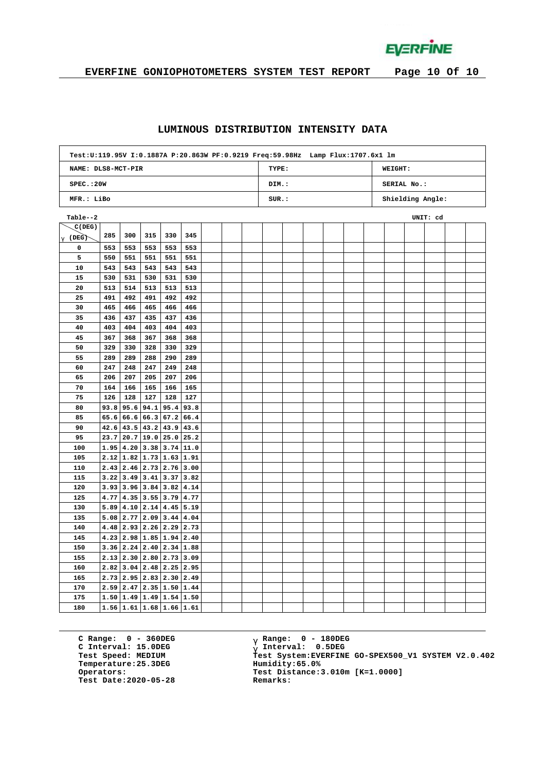EVERFINE GONIOPHOTOMETERS SYSTEM TEST REPORT

## LUMINOUS DISTRIBUTION INTENSITY DATA

| | | |
|---|---|---|
| Test:U:119.95V I:0.1887A P:20.863W PF:0.9219 Freq:59.98Hz Lamp Flux:1707.6x1 lm | | |
| NAME: DLS8-MCT-PIR | TYPE: | WEIGHT: |
| SPEC.:20W | DIM.: | SERIAL No.: |
| MFR.: LiBo | SUR.: | Shielding Angle: |

Table--2 UNIT: cd

| γ (DEG) \ C(DEG) | 285 | 300 | 315 | 330 | 345 |
|---|---|---|---|---|---|
| 0 | 553 | 553 | 553 | 553 | 553 |
| 5 | 550 | 551 | 551 | 551 | 551 |
| 10 | 543 | 543 | 543 | 543 | 543 |
| 15 | 530 | 531 | 530 | 531 | 530 |
| 20 | 513 | 514 | 513 | 513 | 513 |
| 25 | 491 | 492 | 491 | 492 | 492 |
| 30 | 465 | 466 | 465 | 466 | 466 |
| 35 | 436 | 437 | 435 | 437 | 436 |
| 40 | 403 | 404 | 403 | 404 | 403 |
| 45 | 367 | 368 | 367 | 368 | 368 |
| 50 | 329 | 330 | 328 | 330 | 329 |
| 55 | 289 | 289 | 288 | 290 | 289 |
| 60 | 247 | 248 | 247 | 249 | 248 |
| 65 | 206 | 207 | 205 | 207 | 206 |
| 70 | 164 | 166 | 165 | 166 | 165 |
| 75 | 126 | 128 | 127 | 128 | 127 |
| 80 | 93.8 | 95.6 | 94.1 | 95.4 | 93.8 |
| 85 | 65.6 | 66.6 | 66.3 | 67.2 | 66.4 |
| 90 | 42.6 | 43.5 | 43.2 | 43.9 | 43.6 |
| 95 | 23.7 | 20.7 | 19.0 | 25.0 | 25.2 |
| 100 | 1.95 | 4.20 | 3.38 | 3.74 | 11.0 |
| 105 | 2.12 | 1.82 | 1.73 | 1.63 | 1.91 |
| 110 | 2.43 | 2.46 | 2.73 | 2.76 | 3.00 |
| 115 | 3.22 | 3.49 | 3.41 | 3.37 | 3.82 |
| 120 | 3.93 | 3.96 | 3.84 | 3.82 | 4.14 |
| 125 | 4.77 | 4.35 | 3.55 | 3.79 | 4.77 |
| 130 | 5.89 | 4.10 | 2.14 | 4.45 | 5.19 |
| 135 | 5.08 | 2.77 | 2.09 | 3.44 | 4.04 |
| 140 | 4.48 | 2.93 | 2.26 | 2.29 | 2.73 |
| 145 | 4.23 | 2.98 | 1.85 | 1.94 | 2.40 |
| 150 | 3.36 | 2.24 | 2.40 | 2.34 | 1.88 |
| 155 | 2.13 | 2.30 | 2.80 | 2.73 | 3.09 |
| 160 | 2.82 | 3.04 | 2.48 | 2.25 | 2.95 |
| 165 | 2.73 | 2.95 | 2.83 | 2.30 | 2.49 |
| 170 | 2.59 | 2.47 | 2.35 | 1.50 | 1.44 |
| 175 | 1.50 | 1.49 | 1.49 | 1.54 | 1.50 |
| 180 | 1.56 | 1.61 | 1.68 | 1.66 | 1.61 |

C Range: 0 - 360DEG
C Interval: 15.0DEG
Test Speed: MEDIUM
Temperature:25.3DEG
Operators:
Test Date:2020-05-28

γ Range: 0 - 180DEG
γ Interval: 0.5DEG
Test System:EVERFINE GO-SPEX500_V1 SYSTEM V2.0.402
Humidity:65.0%
Test Distance:3.010m [K=1.0000]
Remarks: